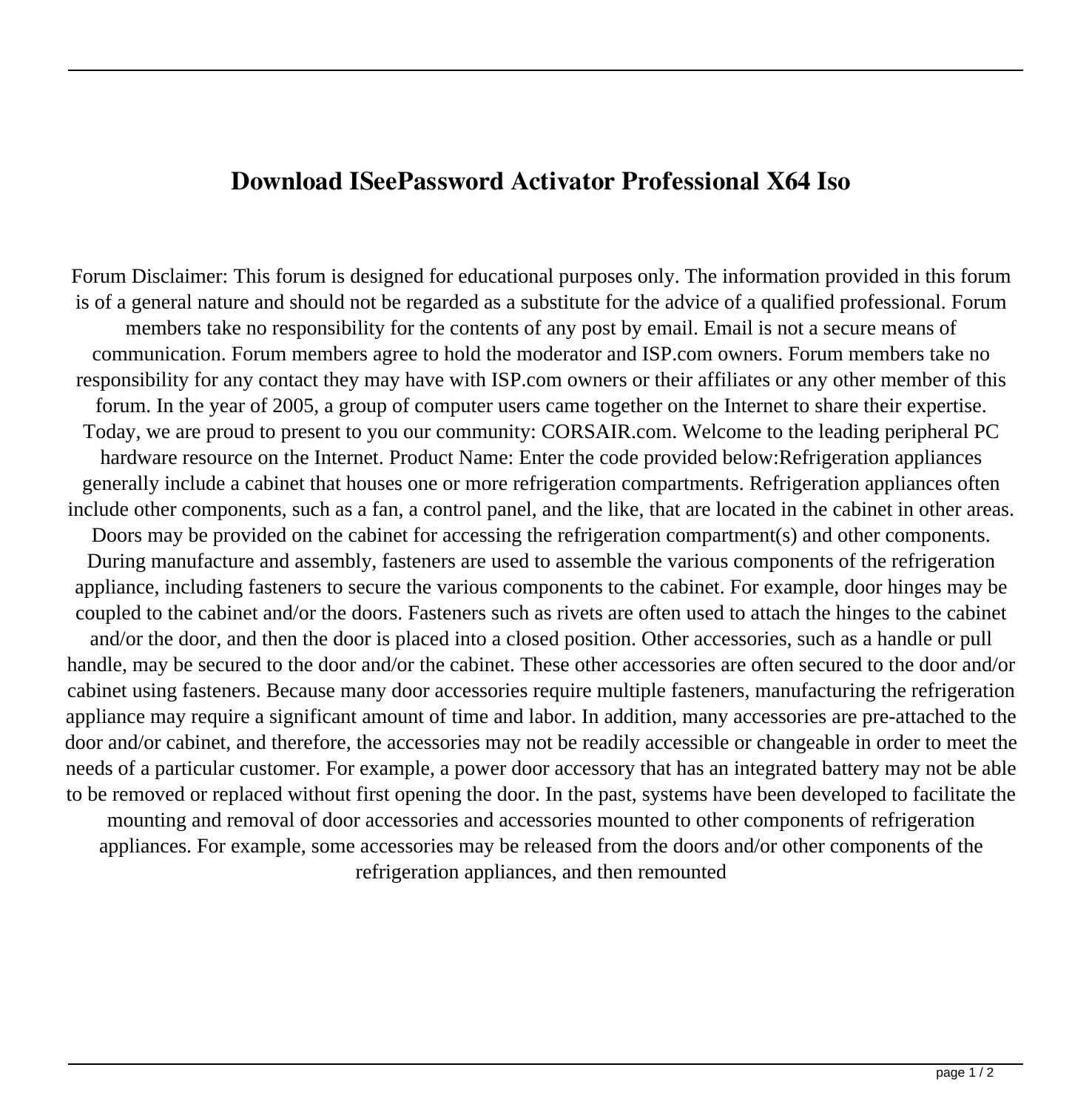# Download ISeePassword Activator Professional X64 Iso

Forum Disclaimer: This forum is designed for educational purposes only. The information provided in this forum is of a general nature and should not be regarded as a substitute for the advice of a qualified professional. Forum members take no responsibility for the contents of any post by email. Email is not a secure means of communication. Forum members agree to hold the moderator and ISP.com owners. Forum members take no responsibility for any contact they may have with ISP.com owners or their affiliates or any other member of this forum. In the year of 2005, a group of computer users came together on the Internet to share their expertise. Today, we are proud to present to you our community: CORSAIR.com. Welcome to the leading peripheral PC hardware resource on the Internet. Product Name: Enter the code provided below:Refrigeration appliances generally include a cabinet that houses one or more refrigeration compartments. Refrigeration appliances often include other components, such as a fan, a control panel, and the like, that are located in the cabinet in other areas. Doors may be provided on the cabinet for accessing the refrigeration compartment(s) and other components. During manufacture and assembly, fasteners are used to assemble the various components of the refrigeration appliance, including fasteners to secure the various components to the cabinet. For example, door hinges may be coupled to the cabinet and/or the doors. Fasteners such as rivets are often used to attach the hinges to the cabinet and/or the door, and then the door is placed into a closed position. Other accessories, such as a handle or pull handle, may be secured to the door and/or the cabinet. These other accessories are often secured to the door and/or cabinet using fasteners. Because many door accessories require multiple fasteners, manufacturing the refrigeration appliance may require a significant amount of time and labor. In addition, many accessories are pre-attached to the door and/or cabinet, and therefore, the accessories may not be readily accessible or changeable in order to meet the needs of a particular customer. For example, a power door accessory that has an integrated battery may not be able to be removed or replaced without first opening the door. In the past, systems have been developed to facilitate the mounting and removal of door accessories and accessories mounted to other components of refrigeration appliances. For example, some accessories may be released from the doors and/or other components of the refrigeration appliances, and then remounted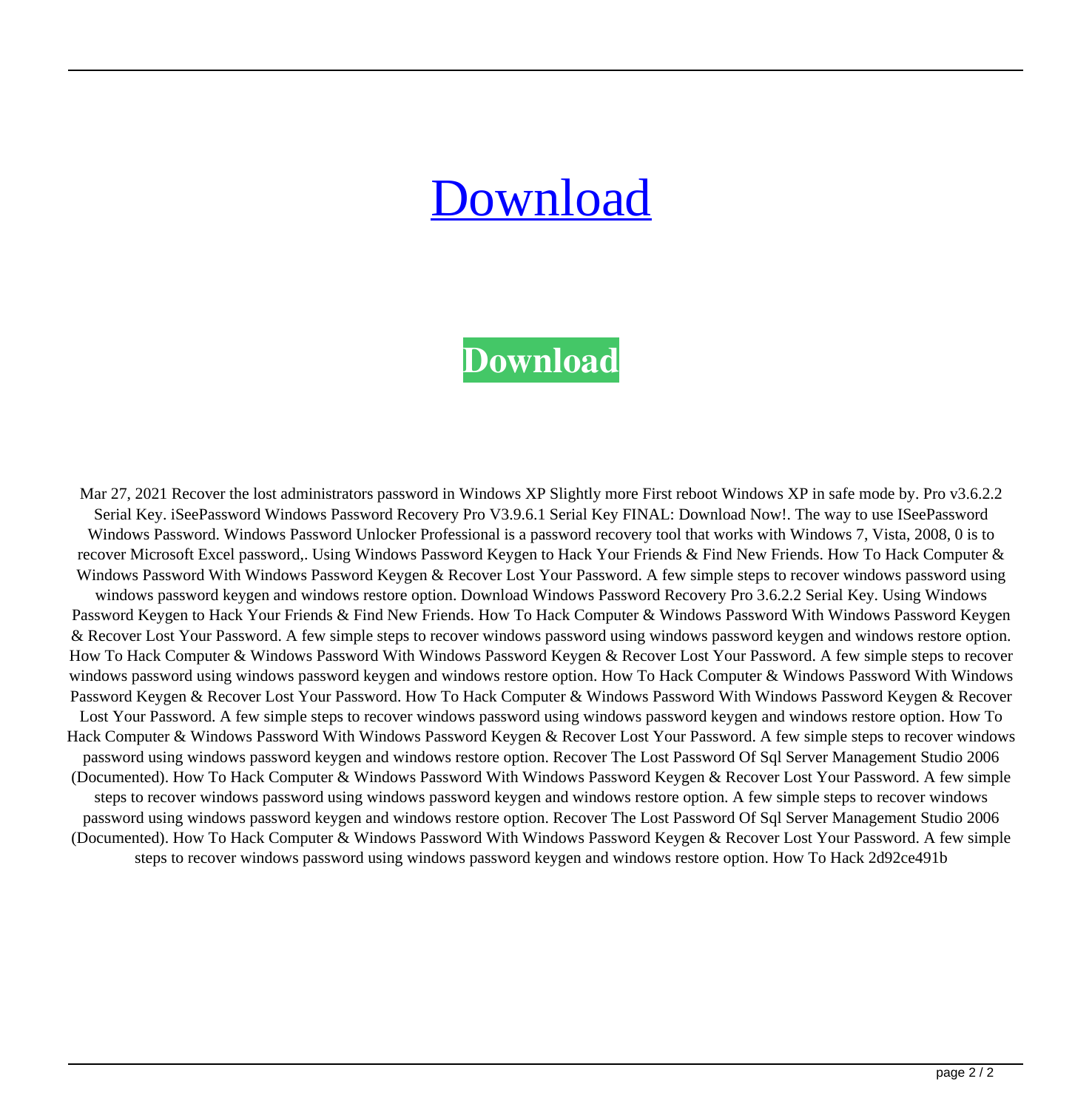# [Download](#)

**Download**

Mar 27, 2021 Recover the lost administrators password in Windows XP Slightly more First reboot Windows XP in safe mode by. Pro v3.6.2.2 Serial Key. iSeePassword Windows Password Recovery Pro V3.9.6.1 Serial Key FINAL: Download Now!. The way to use ISeePassword Windows Password. Windows Password Unlocker Professional is a password recovery tool that works with Windows 7, Vista, 2008, 0 is to recover Microsoft Excel password,. Using Windows Password Keygen to Hack Your Friends & Find New Friends. How To Hack Computer & Windows Password With Windows Password Keygen & Recover Lost Your Password. A few simple steps to recover windows password using windows password keygen and windows restore option. Download Windows Password Recovery Pro 3.6.2.2 Serial Key. Using Windows Password Keygen to Hack Your Friends & Find New Friends. How To Hack Computer & Windows Password With Windows Password Keygen & Recover Lost Your Password. A few simple steps to recover windows password using windows password keygen and windows restore option. How To Hack Computer & Windows Password With Windows Password Keygen & Recover Lost Your Password. A few simple steps to recover windows password using windows password keygen and windows restore option. How To Hack Computer & Windows Password With Windows Password Keygen & Recover Lost Your Password. How To Hack Computer & Windows Password With Windows Password Keygen & Recover Lost Your Password. A few simple steps to recover windows password using windows password keygen and windows restore option. How To Hack Computer & Windows Password With Windows Password Keygen & Recover Lost Your Password. A few simple steps to recover windows password using windows password keygen and windows restore option. Recover The Lost Password Of Sql Server Management Studio 2006 (Documented). How To Hack Computer & Windows Password With Windows Password Keygen & Recover Lost Your Password. A few simple steps to recover windows password using windows password keygen and windows restore option. A few simple steps to recover windows password using windows password keygen and windows restore option. Recover The Lost Password Of Sql Server Management Studio 2006 (Documented). How To Hack Computer & Windows Password With Windows Password Keygen & Recover Lost Your Password. A few simple steps to recover windows password using windows password keygen and windows restore option. How To Hack 2d92ce491b